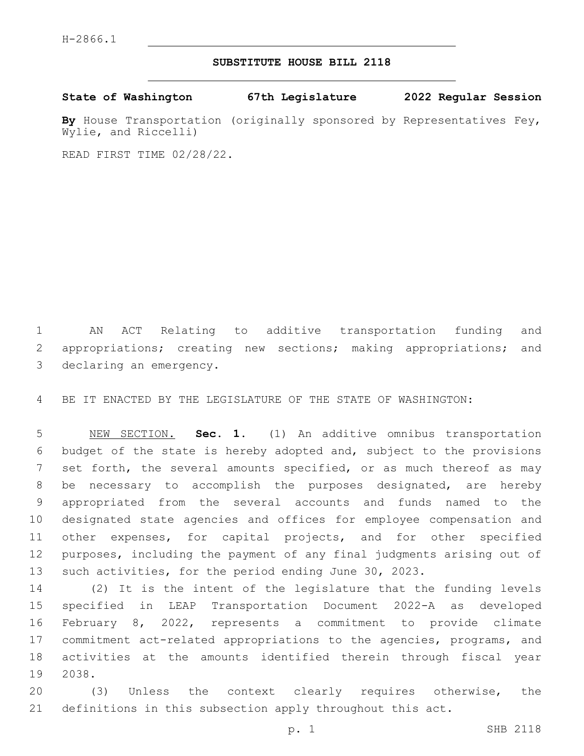H-2866.1

# SUBSTITUTE HOUSE BILL 2118

**State of Washington 67th Legislature 2022 Regular Session**

**By** House Transportation (originally sponsored by Representatives Fey, Wylie, and Riccelli)

READ FIRST TIME 02/28/22.

AN ACT Relating to additive transportation funding and appropriations; creating new sections; making appropriations; and declaring an emergency.

BE IT ENACTED BY THE LEGISLATURE OF THE STATE OF WASHINGTON:

NEW SECTION. **Sec. 1.** (1) An additive omnibus transportation budget of the state is hereby adopted and, subject to the provisions set forth, the several amounts specified, or as much thereof as may be necessary to accomplish the purposes designated, are hereby appropriated from the several accounts and funds named to the designated state agencies and offices for employee compensation and other expenses, for capital projects, and for other specified purposes, including the payment of any final judgments arising out of such activities, for the period ending June 30, 2023.

(2) It is the intent of the legislature that the funding levels specified in LEAP Transportation Document 2022-A as developed February 8, 2022, represents a commitment to provide climate commitment act-related appropriations to the agencies, programs, and activities at the amounts identified therein through fiscal year 2038.

(3) Unless the context clearly requires otherwise, the definitions in this subsection apply throughout this act.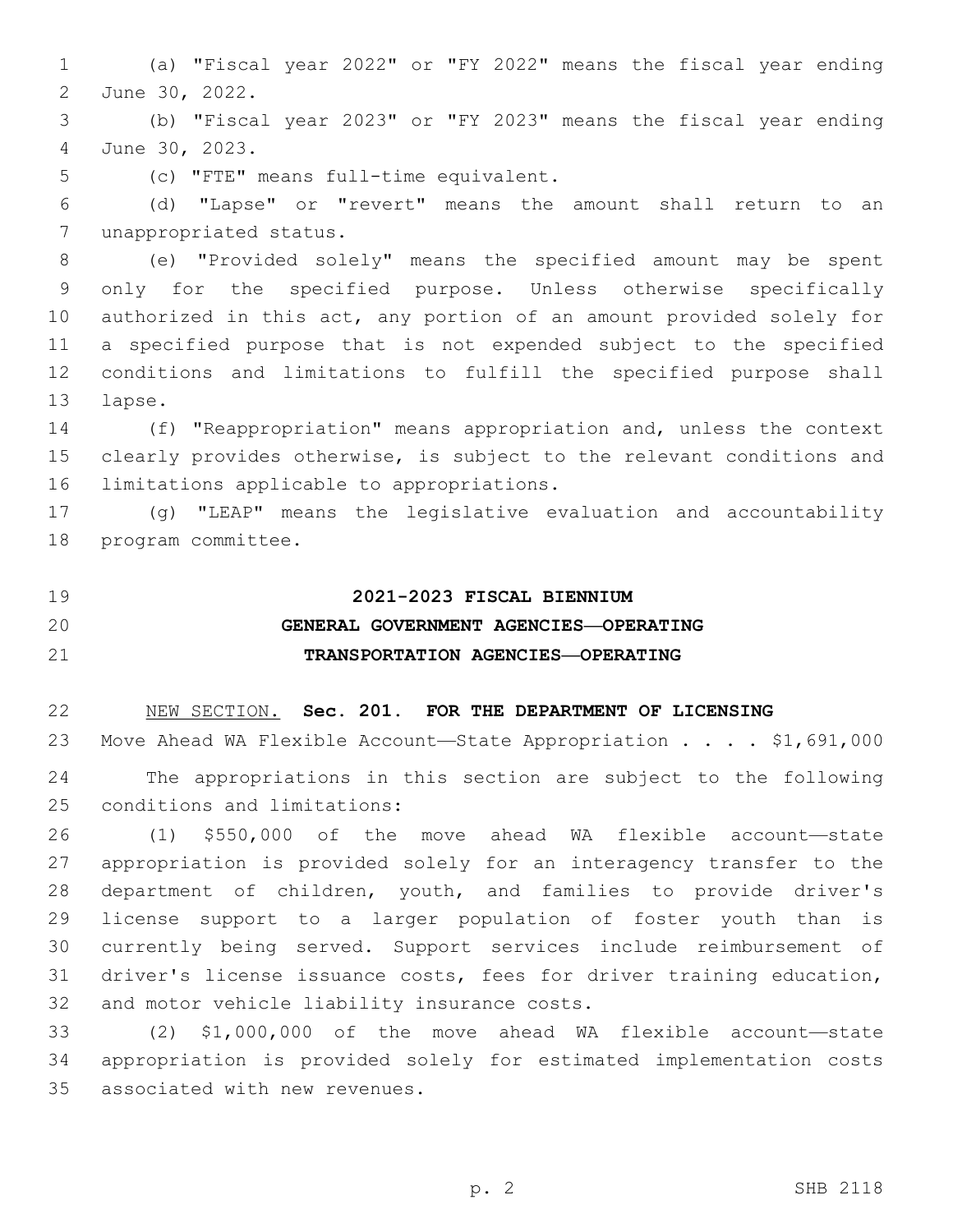(a) "Fiscal year 2022" or "FY 2022" means the fiscal year ending June 30, 2022.

(b) "Fiscal year 2023" or "FY 2023" means the fiscal year ending June 30, 2023.

(c) "FTE" means full-time equivalent.

(d) "Lapse" or "revert" means the amount shall return to an unappropriated status.

(e) "Provided solely" means the specified amount may be spent only for the specified purpose. Unless otherwise specifically authorized in this act, any portion of an amount provided solely for a specified purpose that is not expended subject to the specified conditions and limitations to fulfill the specified purpose shall lapse.

(f) "Reappropriation" means appropriation and, unless the context clearly provides otherwise, is subject to the relevant conditions and limitations applicable to appropriations.

(g) "LEAP" means the legislative evaluation and accountability program committee.

**2021-2023 FISCAL BIENNIUM**

**GENERAL GOVERNMENT AGENCIES—OPERATING**

**TRANSPORTATION AGENCIES—OPERATING**

NEW SECTION. **Sec. 201. FOR THE DEPARTMENT OF LICENSING**

Move Ahead WA Flexible Account—State Appropriation . . . . $1,691,000

The appropriations in this section are subject to the following conditions and limitations:

(1) $550,000 of the move ahead WA flexible account—state appropriation is provided solely for an interagency transfer to the department of children, youth, and families to provide driver's license support to a larger population of foster youth than is currently being served. Support services include reimbursement of driver's license issuance costs, fees for driver training education, and motor vehicle liability insurance costs.

(2) $1,000,000 of the move ahead WA flexible account—state appropriation is provided solely for estimated implementation costs associated with new revenues.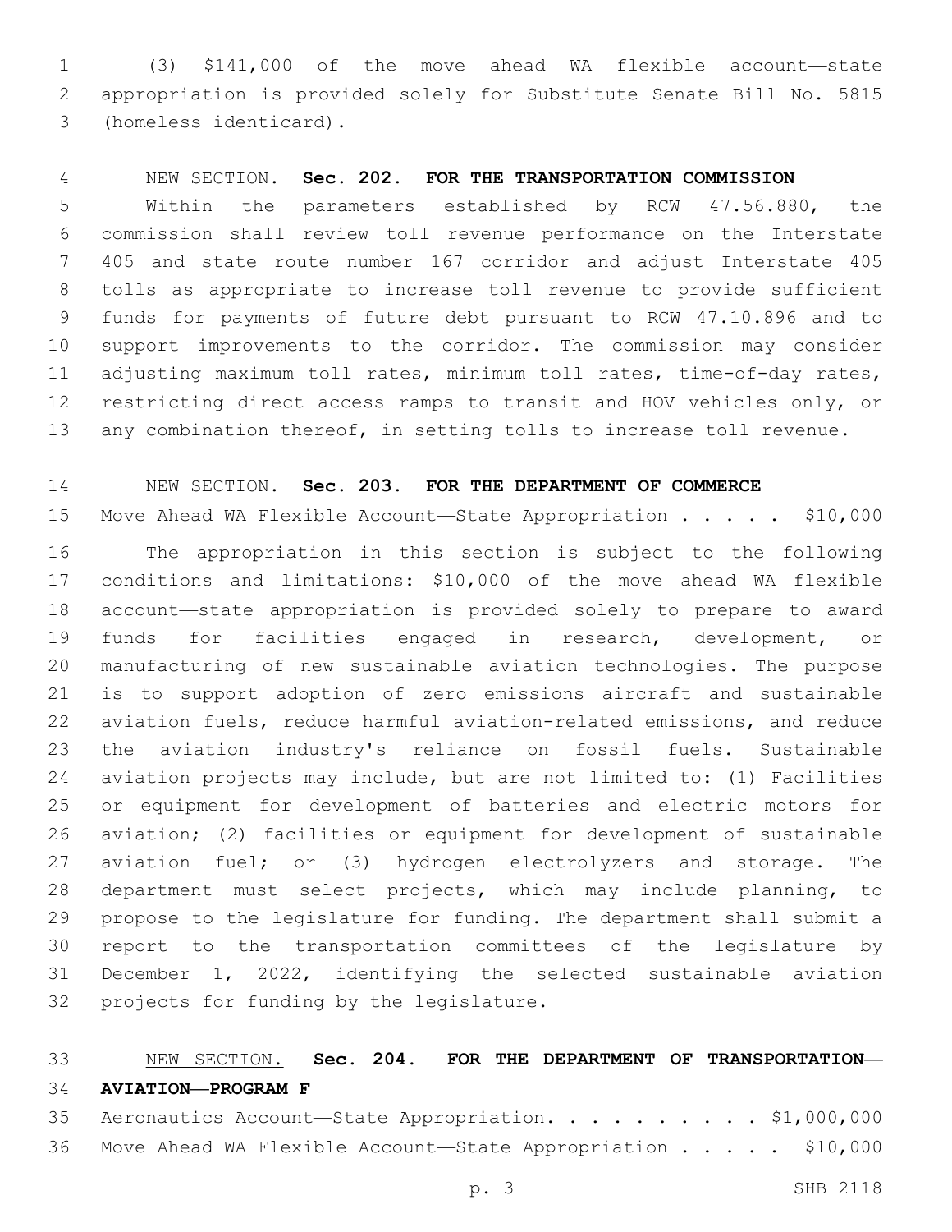(3) $141,000 of the move ahead WA flexible account—state appropriation is provided solely for Substitute Senate Bill No. 5815 (homeless identicard).

NEW SECTION. **Sec. 202. FOR THE TRANSPORTATION COMMISSION**

Within the parameters established by RCW 47.56.880, the commission shall review toll revenue performance on the Interstate 405 and state route number 167 corridor and adjust Interstate 405 tolls as appropriate to increase toll revenue to provide sufficient funds for payments of future debt pursuant to RCW 47.10.896 and to support improvements to the corridor. The commission may consider adjusting maximum toll rates, minimum toll rates, time-of-day rates, restricting direct access ramps to transit and HOV vehicles only, or any combination thereof, in setting tolls to increase toll revenue.

NEW SECTION. **Sec. 203. FOR THE DEPARTMENT OF COMMERCE**

Move Ahead WA Flexible Account—State Appropriation . . . . . $10,000

The appropriation in this section is subject to the following conditions and limitations: $10,000 of the move ahead WA flexible account—state appropriation is provided solely to prepare to award funds for facilities engaged in research, development, or manufacturing of new sustainable aviation technologies. The purpose is to support adoption of zero emissions aircraft and sustainable aviation fuels, reduce harmful aviation-related emissions, and reduce the aviation industry's reliance on fossil fuels. Sustainable aviation projects may include, but are not limited to: (1) Facilities or equipment for development of batteries and electric motors for aviation; (2) facilities or equipment for development of sustainable aviation fuel; or (3) hydrogen electrolyzers and storage. The department must select projects, which may include planning, to propose to the legislature for funding. The department shall submit a report to the transportation committees of the legislature by December 1, 2022, identifying the selected sustainable aviation projects for funding by the legislature.

NEW SECTION. **Sec. 204. FOR THE DEPARTMENT OF TRANSPORTATION—AVIATION—PROGRAM F**

Aeronautics Account—State Appropriation. . . . . . . . . . $1,000,000

Move Ahead WA Flexible Account—State Appropriation . . . . . $10,000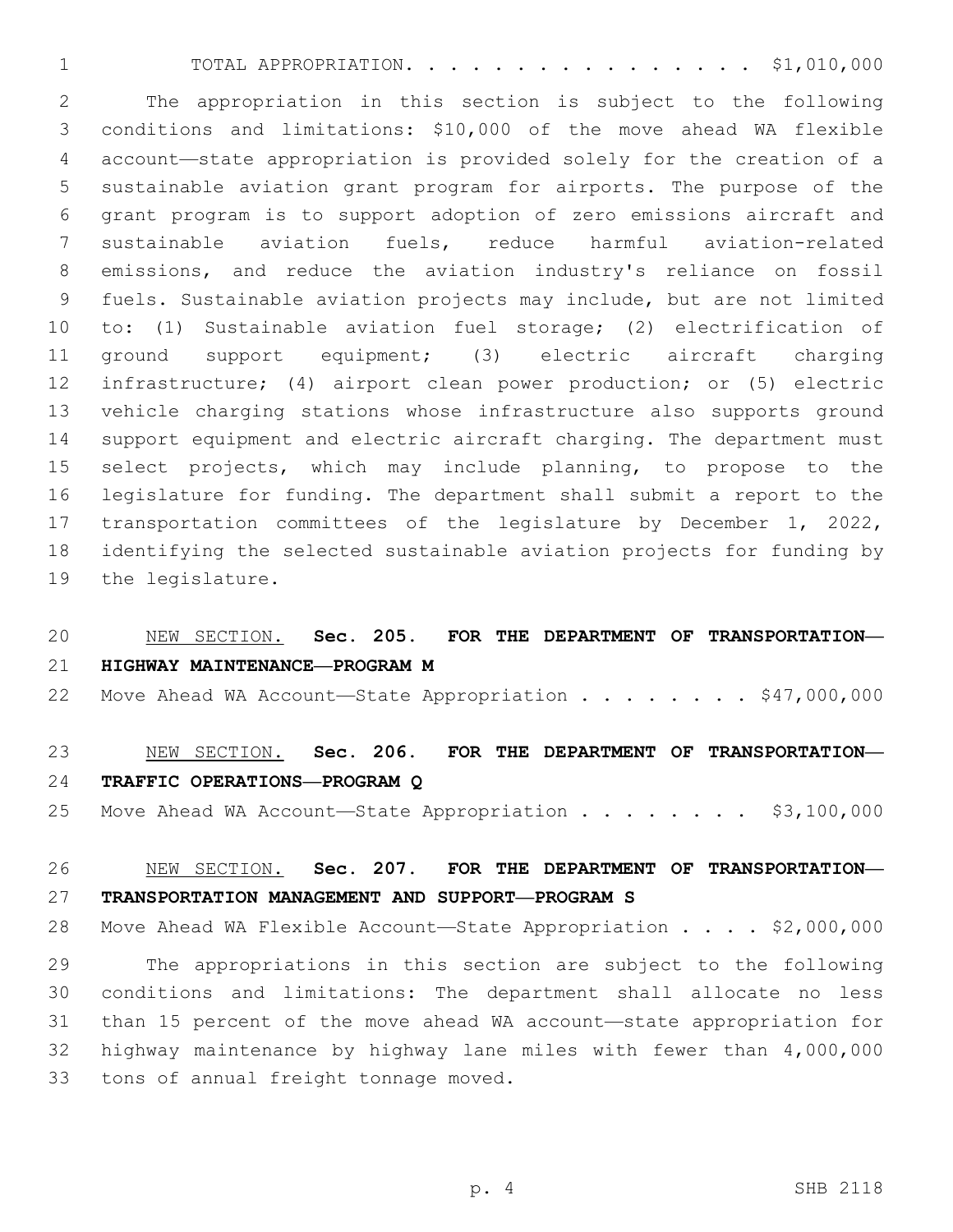TOTAL APPROPRIATION. . . . . . . . . . . . . . . . . $1,010,000

The appropriation in this section is subject to the following conditions and limitations: $10,000 of the move ahead WA flexible account—state appropriation is provided solely for the creation of a sustainable aviation grant program for airports. The purpose of the grant program is to support adoption of zero emissions aircraft and sustainable aviation fuels, reduce harmful aviation-related emissions, and reduce the aviation industry's reliance on fossil fuels. Sustainable aviation projects may include, but are not limited to: (1) Sustainable aviation fuel storage; (2) electrification of ground support equipment; (3) electric aircraft charging infrastructure; (4) airport clean power production; or (5) electric vehicle charging stations whose infrastructure also supports ground support equipment and electric aircraft charging. The department must select projects, which may include planning, to propose to the legislature for funding. The department shall submit a report to the transportation committees of the legislature by December 1, 2022, identifying the selected sustainable aviation projects for funding by the legislature.

NEW SECTION. **Sec. 205. FOR THE DEPARTMENT OF TRANSPORTATION—HIGHWAY MAINTENANCE—PROGRAM M**

Move Ahead WA Account—State Appropriation . . . . . . . . $47,000,000

NEW SECTION. **Sec. 206. FOR THE DEPARTMENT OF TRANSPORTATION—TRAFFIC OPERATIONS—PROGRAM Q**

Move Ahead WA Account—State Appropriation . . . . . . . . $3,100,000

NEW SECTION. **Sec. 207. FOR THE DEPARTMENT OF TRANSPORTATION—TRANSPORTATION MANAGEMENT AND SUPPORT—PROGRAM S**

Move Ahead WA Flexible Account—State Appropriation . . . . $2,000,000

The appropriations in this section are subject to the following conditions and limitations: The department shall allocate no less than 15 percent of the move ahead WA account—state appropriation for highway maintenance by highway lane miles with fewer than 4,000,000 tons of annual freight tonnage moved.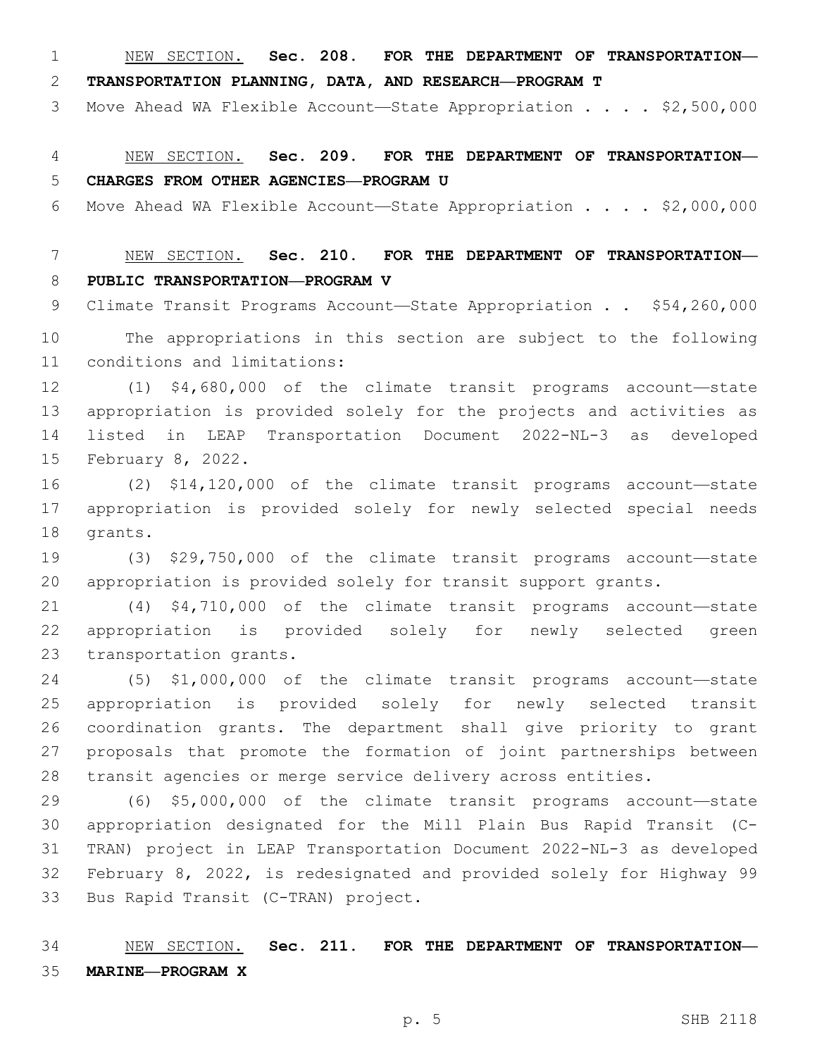NEW SECTION. **Sec. 208. FOR THE DEPARTMENT OF TRANSPORTATION—TRANSPORTATION PLANNING, DATA, AND RESEARCH—PROGRAM T**

Move Ahead WA Flexible Account—State Appropriation . . . . $2,500,000

NEW SECTION. **Sec. 209. FOR THE DEPARTMENT OF TRANSPORTATION—CHARGES FROM OTHER AGENCIES—PROGRAM U**

Move Ahead WA Flexible Account—State Appropriation . . . . $2,000,000

NEW SECTION. **Sec. 210. FOR THE DEPARTMENT OF TRANSPORTATION—PUBLIC TRANSPORTATION—PROGRAM V**

Climate Transit Programs Account—State Appropriation . . $54,260,000

The appropriations in this section are subject to the following conditions and limitations:

(1) $4,680,000 of the climate transit programs account—state appropriation is provided solely for the projects and activities as listed in LEAP Transportation Document 2022-NL-3 as developed February 8, 2022.

(2) $14,120,000 of the climate transit programs account—state appropriation is provided solely for newly selected special needs grants.

(3) $29,750,000 of the climate transit programs account—state appropriation is provided solely for transit support grants.

(4) $4,710,000 of the climate transit programs account—state appropriation is provided solely for newly selected green transportation grants.

(5) $1,000,000 of the climate transit programs account—state appropriation is provided solely for newly selected transit coordination grants. The department shall give priority to grant proposals that promote the formation of joint partnerships between transit agencies or merge service delivery across entities.

(6) $5,000,000 of the climate transit programs account—state appropriation designated for the Mill Plain Bus Rapid Transit (C-TRAN) project in LEAP Transportation Document 2022-NL-3 as developed February 8, 2022, is redesignated and provided solely for Highway 99 Bus Rapid Transit (C-TRAN) project.

NEW SECTION. **Sec. 211. FOR THE DEPARTMENT OF TRANSPORTATION—MARINE—PROGRAM X**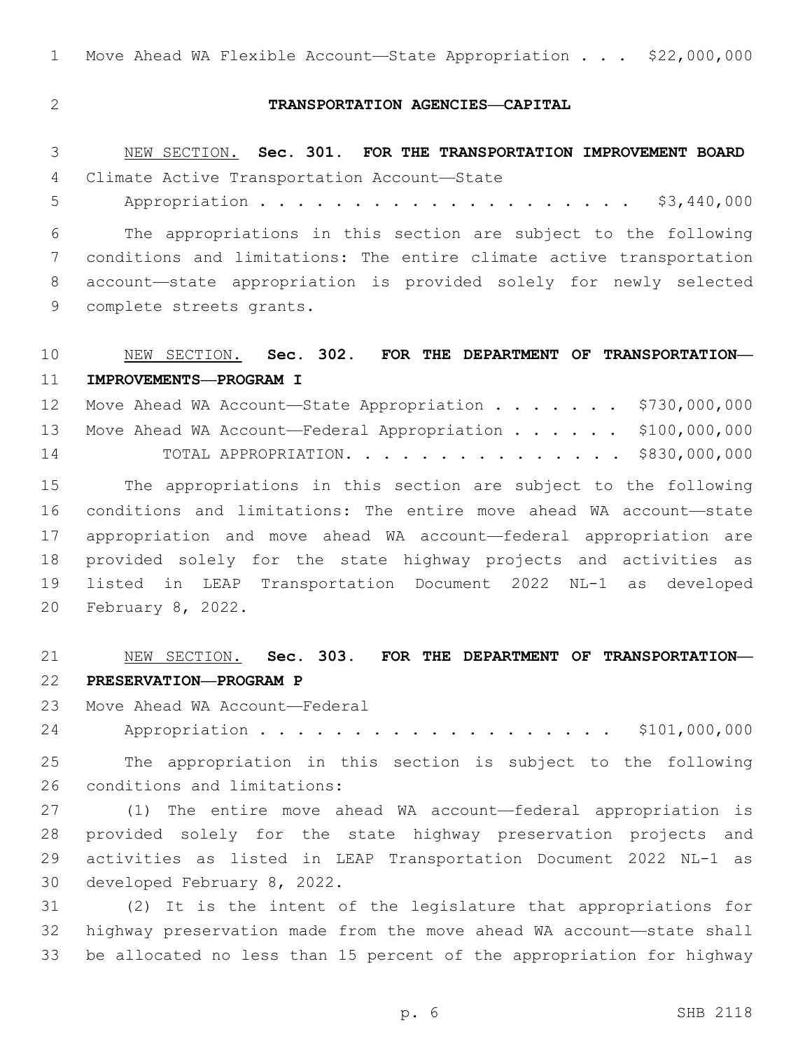Move Ahead WA Flexible Account—State Appropriation . . . $22,000,000

**TRANSPORTATION AGENCIES—CAPITAL**

NEW SECTION. **Sec. 301. FOR THE TRANSPORTATION IMPROVEMENT BOARD**

Climate Active Transportation Account—State Appropriation . . . . . . . . . . . . . . . . . . . . . $3,440,000

The appropriations in this section are subject to the following conditions and limitations: The entire climate active transportation account—state appropriation is provided solely for newly selected complete streets grants.

NEW SECTION. **Sec. 302. FOR THE DEPARTMENT OF TRANSPORTATION—IMPROVEMENTS—PROGRAM I**

Move Ahead WA Account—State Appropriation . . . . . . . $730,000,000

Move Ahead WA Account—Federal Appropriation . . . . . . $100,000,000

TOTAL APPROPRIATION. . . . . . . . . . . . . . . $830,000,000

The appropriations in this section are subject to the following conditions and limitations: The entire move ahead WA account—state appropriation and move ahead WA account—federal appropriation are provided solely for the state highway projects and activities as listed in LEAP Transportation Document 2022 NL-1 as developed February 8, 2022.

NEW SECTION. **Sec. 303. FOR THE DEPARTMENT OF TRANSPORTATION—PRESERVATION—PROGRAM P**

Move Ahead WA Account—Federal Appropriation . . . . . . . . . . . . . . . . . . . . $101,000,000

The appropriation in this section is subject to the following conditions and limitations:

(1) The entire move ahead WA account—federal appropriation is provided solely for the state highway preservation projects and activities as listed in LEAP Transportation Document 2022 NL-1 as developed February 8, 2022.

(2) It is the intent of the legislature that appropriations for highway preservation made from the move ahead WA account—state shall be allocated no less than 15 percent of the appropriation for highway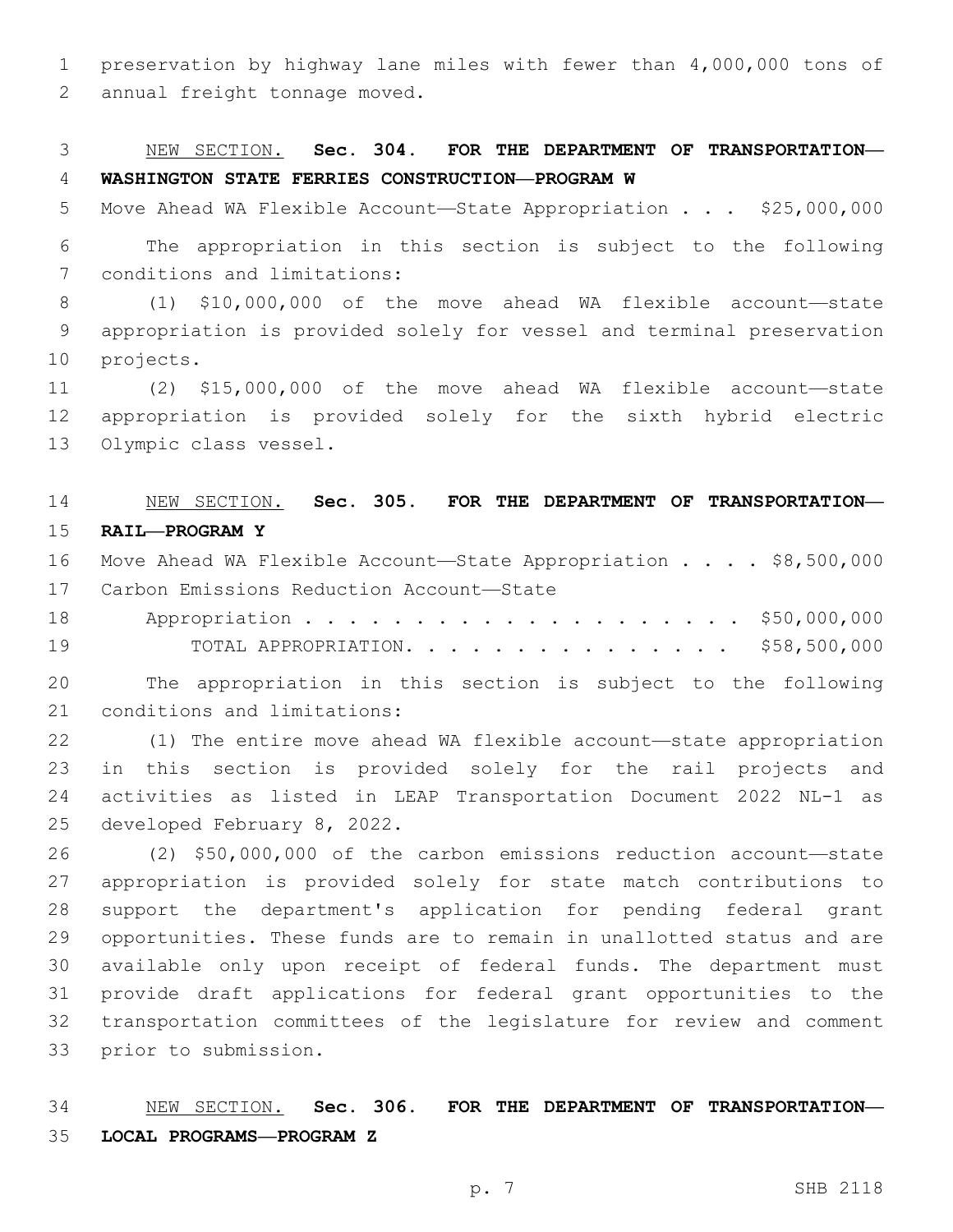preservation by highway lane miles with fewer than 4,000,000 tons of annual freight tonnage moved.

NEW SECTION. **Sec. 304. FOR THE DEPARTMENT OF TRANSPORTATION—WASHINGTON STATE FERRIES CONSTRUCTION—PROGRAM W**

Move Ahead WA Flexible Account—State Appropriation . . . $25,000,000

The appropriation in this section is subject to the following conditions and limitations:

(1) $10,000,000 of the move ahead WA flexible account—state appropriation is provided solely for vessel and terminal preservation projects.

(2) $15,000,000 of the move ahead WA flexible account—state appropriation is provided solely for the sixth hybrid electric Olympic class vessel.

NEW SECTION. **Sec. 305. FOR THE DEPARTMENT OF TRANSPORTATION—RAIL—PROGRAM Y**

Move Ahead WA Flexible Account—State Appropriation . . . . $8,500,000

Carbon Emissions Reduction Account—State Appropriation . . . . . . . . . . . . . . . . . . . . . $50,000,000

TOTAL APPROPRIATION. . . . . . . . . . . . . . . $58,500,000

The appropriation in this section is subject to the following conditions and limitations:

(1) The entire move ahead WA flexible account—state appropriation in this section is provided solely for the rail projects and activities as listed in LEAP Transportation Document 2022 NL-1 as developed February 8, 2022.

(2) $50,000,000 of the carbon emissions reduction account—state appropriation is provided solely for state match contributions to support the department's application for pending federal grant opportunities. These funds are to remain in unallotted status and are available only upon receipt of federal funds. The department must provide draft applications for federal grant opportunities to the transportation committees of the legislature for review and comment prior to submission.

NEW SECTION. **Sec. 306. FOR THE DEPARTMENT OF TRANSPORTATION—LOCAL PROGRAMS—PROGRAM Z**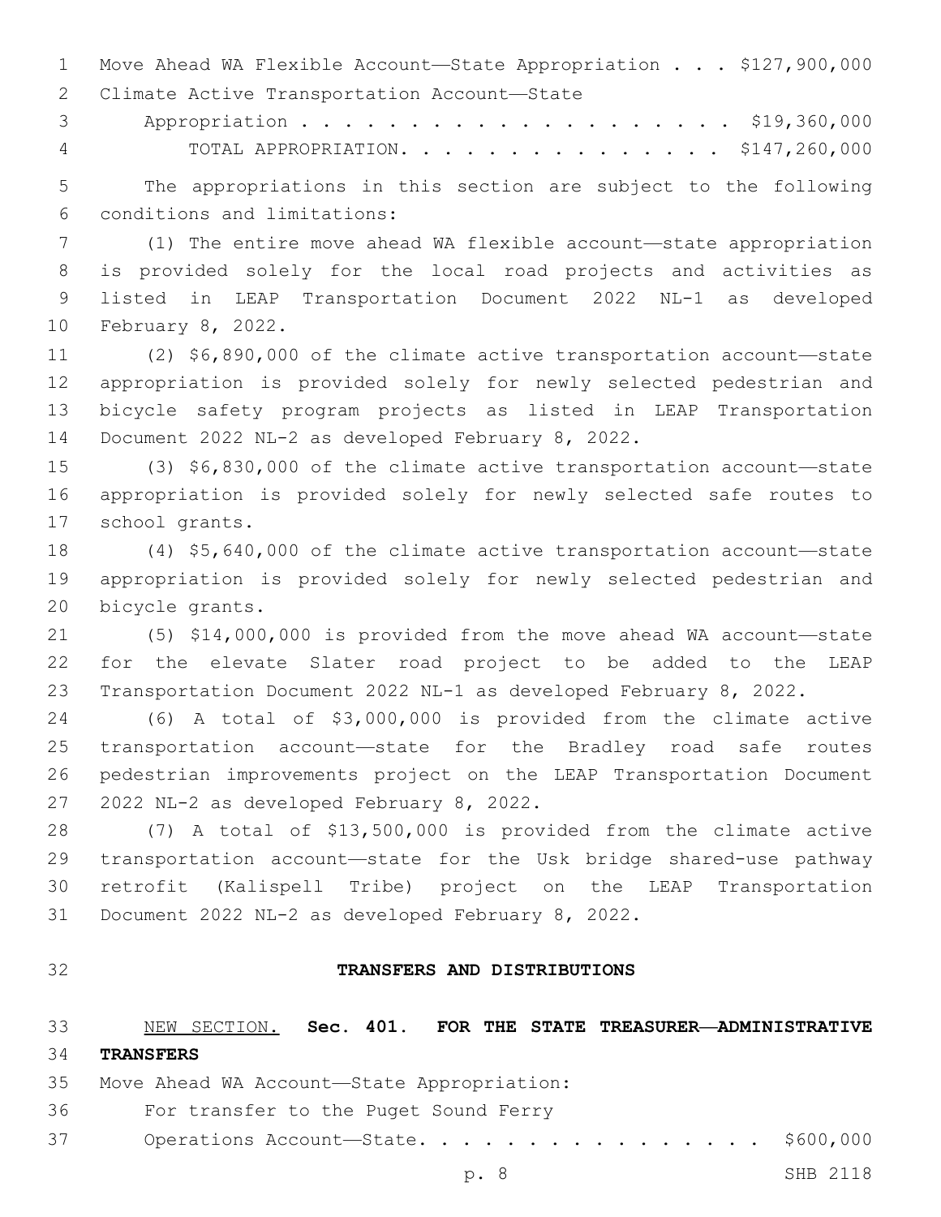Move Ahead WA Flexible Account—State Appropriation . . . $127,900,000
Climate Active Transportation Account—State
Appropriation . . . . . . . . . . . . . . . . . . . . . $19,360,000
TOTAL APPROPRIATION. . . . . . . . . . . . . . . . $147,260,000

The appropriations in this section are subject to the following conditions and limitations:

(1) The entire move ahead WA flexible account—state appropriation is provided solely for the local road projects and activities as listed in LEAP Transportation Document 2022 NL-1 as developed February 8, 2022.

(2) $6,890,000 of the climate active transportation account—state appropriation is provided solely for newly selected pedestrian and bicycle safety program projects as listed in LEAP Transportation Document 2022 NL-2 as developed February 8, 2022.

(3) $6,830,000 of the climate active transportation account—state appropriation is provided solely for newly selected safe routes to school grants.

(4) $5,640,000 of the climate active transportation account—state appropriation is provided solely for newly selected pedestrian and bicycle grants.

(5) $14,000,000 is provided from the move ahead WA account—state for the elevate Slater road project to be added to the LEAP Transportation Document 2022 NL-1 as developed February 8, 2022.

(6) A total of $3,000,000 is provided from the climate active transportation account—state for the Bradley road safe routes pedestrian improvements project on the LEAP Transportation Document 2022 NL-2 as developed February 8, 2022.

(7) A total of $13,500,000 is provided from the climate active transportation account—state for the Usk bridge shared-use pathway retrofit (Kalispell Tribe) project on the LEAP Transportation Document 2022 NL-2 as developed February 8, 2022.

## TRANSFERS AND DISTRIBUTIONS

NEW SECTION. **Sec. 401. FOR THE STATE TREASURER—ADMINISTRATIVE TRANSFERS**

Move Ahead WA Account—State Appropriation:
For transfer to the Puget Sound Ferry
Operations Account—State. . . . . . . . . . . . . . . . . $600,000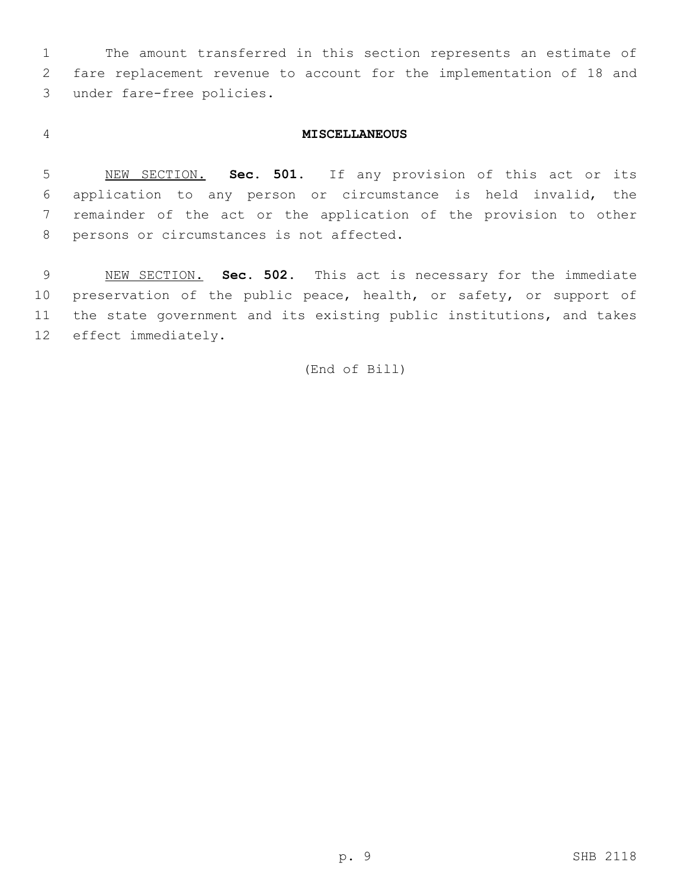The amount transferred in this section represents an estimate of fare replacement revenue to account for the implementation of 18 and under fare-free policies.

## MISCELLANEOUS

NEW SECTION. **Sec. 501.** If any provision of this act or its application to any person or circumstance is held invalid, the remainder of the act or the application of the provision to other persons or circumstances is not affected.

NEW SECTION. **Sec. 502.** This act is necessary for the immediate preservation of the public peace, health, or safety, or support of the state government and its existing public institutions, and takes effect immediately.

(End of Bill)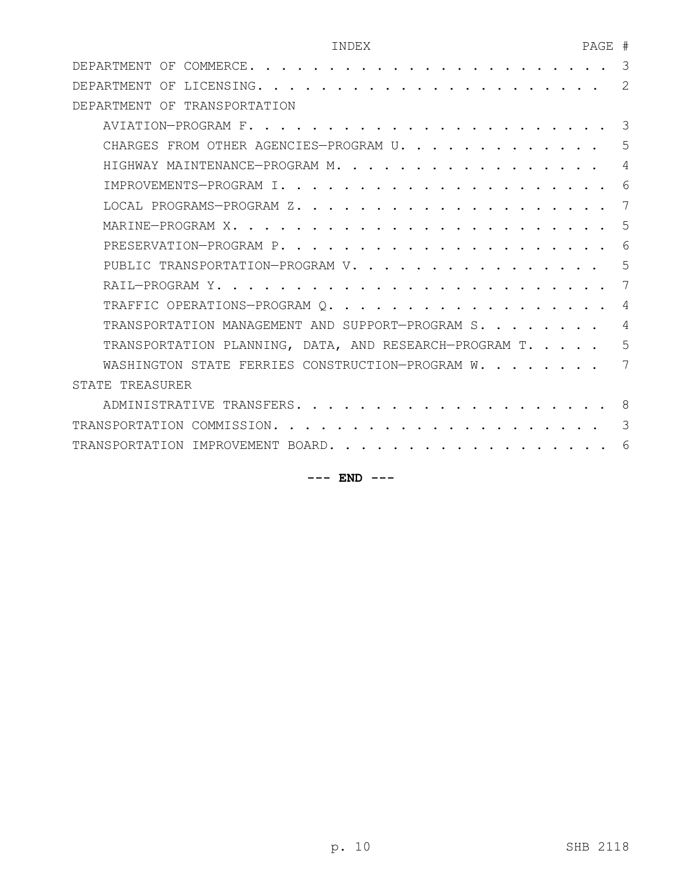| INDEX | PAGE # |
| --- | --- |
| DEPARTMENT OF COMMERCE | 3 |
| DEPARTMENT OF LICENSING | 2 |
| DEPARTMENT OF TRANSPORTATION | |
| AVIATION—PROGRAM F | 3 |
| CHARGES FROM OTHER AGENCIES—PROGRAM U | 5 |
| HIGHWAY MAINTENANCE—PROGRAM M | 4 |
| IMPROVEMENTS—PROGRAM I | 6 |
| LOCAL PROGRAMS—PROGRAM Z | 7 |
| MARINE—PROGRAM X | 5 |
| PRESERVATION—PROGRAM P | 6 |
| PUBLIC TRANSPORTATION—PROGRAM V | 5 |
| RAIL—PROGRAM Y | 7 |
| TRAFFIC OPERATIONS—PROGRAM Q | 4 |
| TRANSPORTATION MANAGEMENT AND SUPPORT—PROGRAM S | 4 |
| TRANSPORTATION PLANNING, DATA, AND RESEARCH—PROGRAM T | 5 |
| WASHINGTON STATE FERRIES CONSTRUCTION—PROGRAM W | 7 |
| STATE TREASURER | |
| ADMINISTRATIVE TRANSFERS | 8 |
| TRANSPORTATION COMMISSION | 3 |
| TRANSPORTATION IMPROVEMENT BOARD | 6 |

**--- END ---**